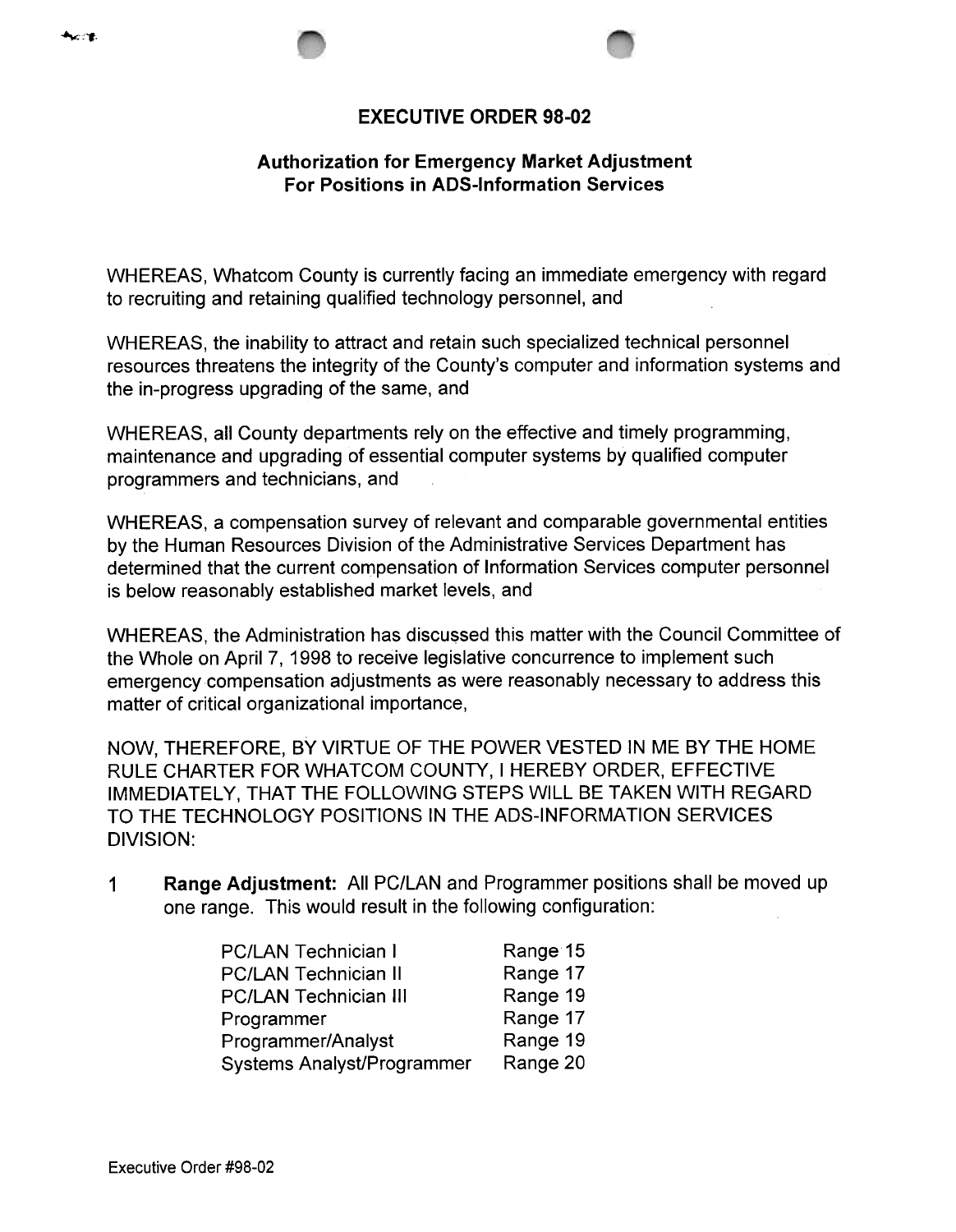# EXECUTIVE ORDER 98-02

## Authorization for Emergency Market Adjustment For Positions in ADS-Information Services

WHEREAS, Whatcom County is currently facing an immediate emergency with regard to recruiting and retaining qualified technology personnel, and

WHEREAS, the inability to attract and retain such specialized technical personnel resources threatens the integrity of the County's computer and information systems and the in-progress upgrading of the same, and

WHEREAS, all County departments rely on the effective and timely programming, maintenance and upgrading of essential computer systems by qualified computer programmers and technicians, and

WHEREAS, a compensation survey of relevant and comparable governmental entities by the Human Resources Division of the Administrative Services Department has determined that the current compensation of Information Services computer personnel is below reasonably established market levels, and

WHEREAS, the Administration has discussed this matter with the Council Committee of the Whole on April 7, 1998 to receive legislative concurrence to implement such emergency compensation adjustments as were reasonably necessary to address this matter of critical organizational importance,

NOW, THEREFORE, BY VIRTUE OF THE POWER VESTED IN ME BY THE HOME RULE CHARTER FOR WHATCOM COUNTY, I HEREBY ORDER, EFFECTIVE IMMEDIATELY, THAT THE FOLLOWING STEPS WILL BE TAKEN WITH REGARD TO THE TECHNOLOGY POSITIONS IN THE ADS-INFORMATION SERVICES DIVISION:

1 **Range Adjustment:** All PC/LAN and Programmer positions shall be moved up one range. This would result in the following configuration:

| | |
|---|---|
| PC/LAN Technician I | Range 15 |
| PC/LAN Technician II | Range 17 |
| PC/LAN Technician III | Range 19 |
| Programmer | Range 17 |
| Programmer/Analyst | Range 19 |
| Systems Analyst/Programmer | Range 20 |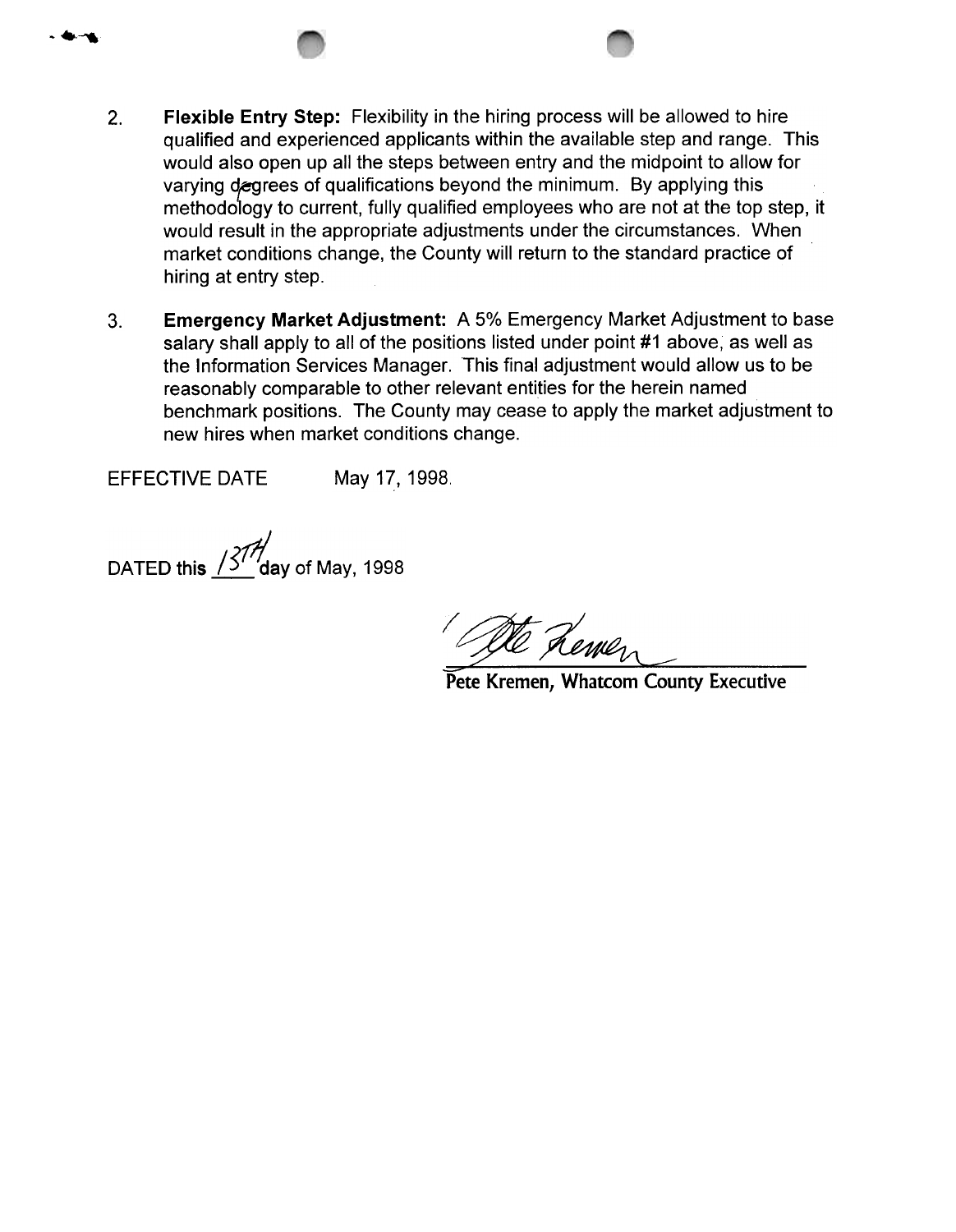2. **Flexible Entry Step:** Flexibility in the hiring process will be allowed to hire qualified and experienced applicants within the available step and range. This would also open up all the steps between entry and the midpoint to allow for varying degrees of qualifications beyond the minimum. By applying this methodology to current, fully qualified employees who are not at the top step, it would result in the appropriate adjustments under the circumstances. When market conditions change, the County will return to the standard practice of hiring at entry step.

3. **Emergency Market Adjustment:** A 5% Emergency Market Adjustment to base salary shall apply to all of the positions listed under point #1 above, as well as the Information Services Manager. This final adjustment would allow us to be reasonably comparable to other relevant entities for the herein named benchmark positions. The County may cease to apply the market adjustment to new hires when market conditions change.

EFFECTIVE DATE May 17, 1998.

DATED this 13TH day of May, 1998

Pete Kremen, Whatcom County Executive